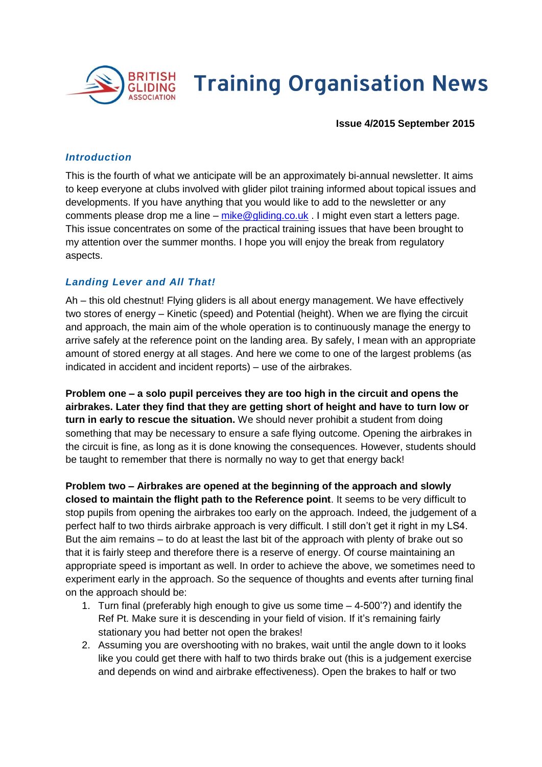# Training Organisation News

**Issue 4/2015 September 2015**

### *Introduction*

This is the fourth of what we anticipate will be an approximately bi-annual newsletter. It aims to keep everyone at clubs involved with glider pilot training informed about topical issues and developments. If you have anything that you would like to add to the newsletter or any comments please drop me a line – mike@gliding.co.uk . I might even start a letters page. This issue concentrates on some of the practical training issues that have been brought to my attention over the summer months. I hope you will enjoy the break from regulatory aspects.

### *Landing Lever and All That!*

Ah – this old chestnut! Flying gliders is all about energy management. We have effectively two stores of energy – Kinetic (speed) and Potential (height). When we are flying the circuit and approach, the main aim of the whole operation is to continuously manage the energy to arrive safely at the reference point on the landing area. By safely, I mean with an appropriate amount of stored energy at all stages. And here we come to one of the largest problems (as indicated in accident and incident reports) – use of the airbrakes.

**Problem one – a solo pupil perceives they are too high in the circuit and opens the airbrakes. Later they find that they are getting short of height and have to turn low or turn in early to rescue the situation.** We should never prohibit a student from doing something that may be necessary to ensure a safe flying outcome. Opening the airbrakes in the circuit is fine, as long as it is done knowing the consequences. However, students should be taught to remember that there is normally no way to get that energy back!

**Problem two – Airbrakes are opened at the beginning of the approach and slowly closed to maintain the flight path to the Reference point**. It seems to be very difficult to stop pupils from opening the airbrakes too early on the approach. Indeed, the judgement of a perfect half to two thirds airbrake approach is very difficult. I still don't get it right in my LS4. But the aim remains – to do at least the last bit of the approach with plenty of brake out so that it is fairly steep and therefore there is a reserve of energy. Of course maintaining an appropriate speed is important as well. In order to achieve the above, we sometimes need to experiment early in the approach. So the sequence of thoughts and events after turning final on the approach should be:

1. Turn final (preferably high enough to give us some time – 4-500'?) and identify the Ref Pt. Make sure it is descending in your field of vision. If it's remaining fairly stationary you had better not open the brakes!
2. Assuming you are overshooting with no brakes, wait until the angle down to it looks like you could get there with half to two thirds brake out (this is a judgement exercise and depends on wind and airbrake effectiveness). Open the brakes to half or two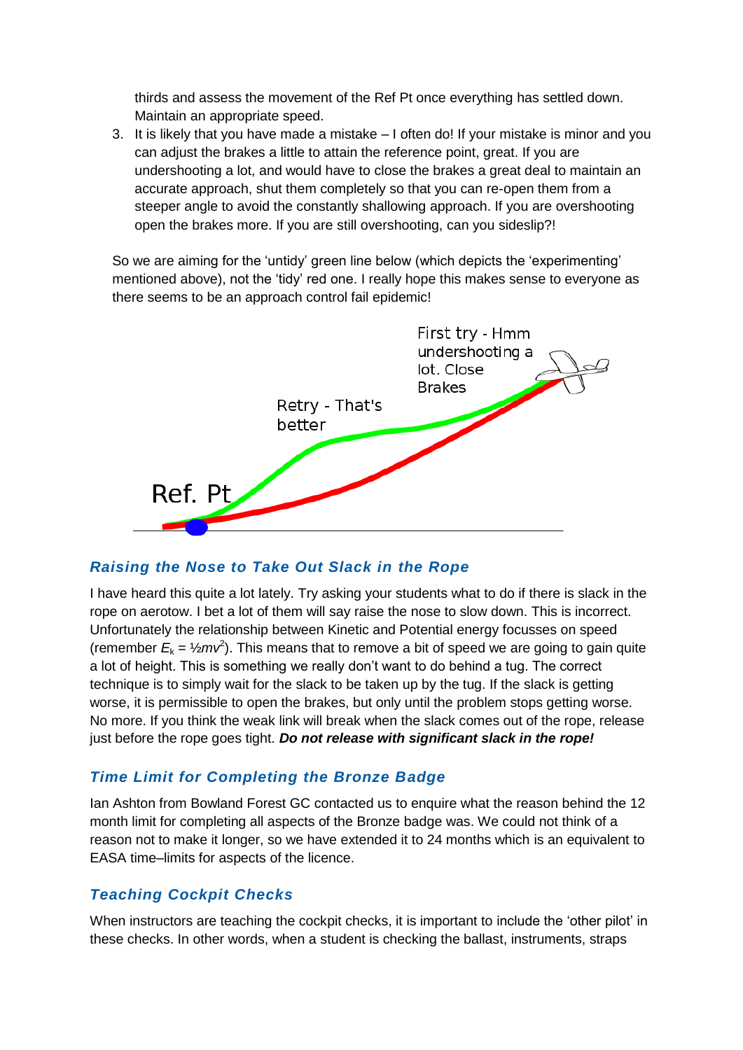thirds and assess the movement of the Ref Pt once everything has settled down. Maintain an appropriate speed.

3. It is likely that you have made a mistake – I often do! If your mistake is minor and you can adjust the brakes a little to attain the reference point, great. If you are undershooting a lot, and would have to close the brakes a great deal to maintain an accurate approach, shut them completely so that you can re-open them from a steeper angle to avoid the constantly shallowing approach. If you are overshooting open the brakes more. If you are still overshooting, can you sideslip?!

So we are aiming for the 'untidy' green line below (which depicts the 'experimenting' mentioned above), not the 'tidy' red one. I really hope this makes sense to everyone as there seems to be an approach control fail epidemic!

First try - Hmm undershooting a lot. Close Brakes

Retry - That's better

Ref. Pt

### *Raising the Nose to Take Out Slack in the Rope*

I have heard this quite a lot lately. Try asking your students what to do if there is slack in the rope on aerotow. I bet a lot of them will say raise the nose to slow down. This is incorrect. Unfortunately the relationship between Kinetic and Potential energy focusses on speed (remember $E_k = \frac{1}{2}mv^2$). This means that to remove a bit of speed we are going to gain quite a lot of height. This is something we really don't want to do behind a tug. The correct technique is to simply wait for the slack to be taken up by the tug. If the slack is getting worse, it is permissible to open the brakes, but only until the problem stops getting worse. No more. If you think the weak link will break when the slack comes out of the rope, release just before the rope goes tight. ***Do not release with significant slack in the rope!***

### *Time Limit for Completing the Bronze Badge*

Ian Ashton from Bowland Forest GC contacted us to enquire what the reason behind the 12 month limit for completing all aspects of the Bronze badge was. We could not think of a reason not to make it longer, so we have extended it to 24 months which is an equivalent to EASA time–limits for aspects of the licence.

### *Teaching Cockpit Checks*

When instructors are teaching the cockpit checks, it is important to include the 'other pilot' in these checks. In other words, when a student is checking the ballast, instruments, straps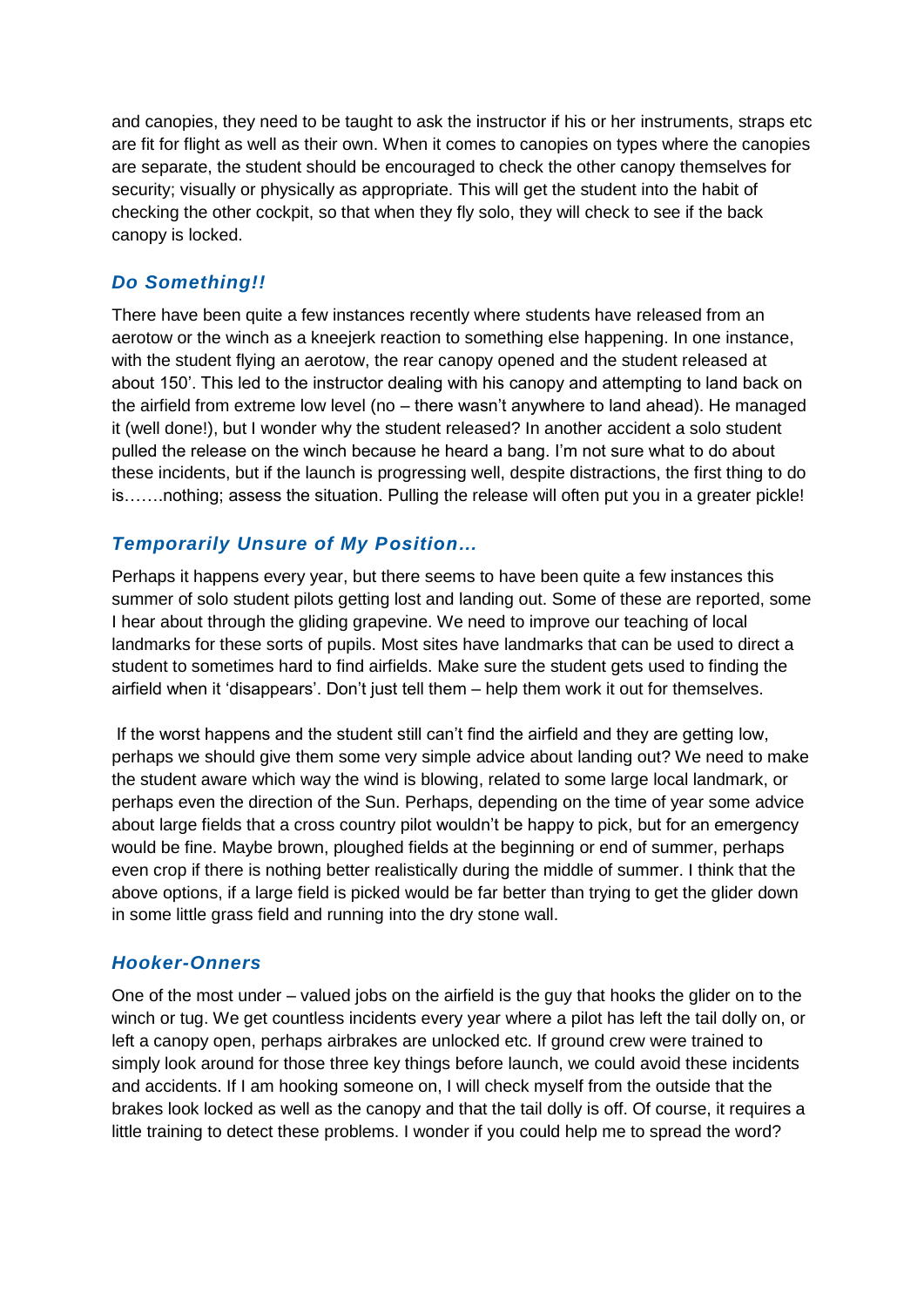and canopies, they need to be taught to ask the instructor if his or her instruments, straps etc are fit for flight as well as their own. When it comes to canopies on types where the canopies are separate, the student should be encouraged to check the other canopy themselves for security; visually or physically as appropriate. This will get the student into the habit of checking the other cockpit, so that when they fly solo, they will check to see if the back canopy is locked.

### *Do Something!!*

There have been quite a few instances recently where students have released from an aerotow or the winch as a kneejerk reaction to something else happening. In one instance, with the student flying an aerotow, the rear canopy opened and the student released at about 150'. This led to the instructor dealing with his canopy and attempting to land back on the airfield from extreme low level (no – there wasn't anywhere to land ahead). He managed it (well done!), but I wonder why the student released? In another accident a solo student pulled the release on the winch because he heard a bang. I'm not sure what to do about these incidents, but if the launch is progressing well, despite distractions, the first thing to do is…….nothing; assess the situation. Pulling the release will often put you in a greater pickle!

### *Temporarily Unsure of My Position…*

Perhaps it happens every year, but there seems to have been quite a few instances this summer of solo student pilots getting lost and landing out. Some of these are reported, some I hear about through the gliding grapevine. We need to improve our teaching of local landmarks for these sorts of pupils. Most sites have landmarks that can be used to direct a student to sometimes hard to find airfields. Make sure the student gets used to finding the airfield when it 'disappears'. Don't just tell them – help them work it out for themselves.

If the worst happens and the student still can't find the airfield and they are getting low, perhaps we should give them some very simple advice about landing out? We need to make the student aware which way the wind is blowing, related to some large local landmark, or perhaps even the direction of the Sun. Perhaps, depending on the time of year some advice about large fields that a cross country pilot wouldn't be happy to pick, but for an emergency would be fine. Maybe brown, ploughed fields at the beginning or end of summer, perhaps even crop if there is nothing better realistically during the middle of summer. I think that the above options, if a large field is picked would be far better than trying to get the glider down in some little grass field and running into the dry stone wall.

### *Hooker-Onners*

One of the most under – valued jobs on the airfield is the guy that hooks the glider on to the winch or tug. We get countless incidents every year where a pilot has left the tail dolly on, or left a canopy open, perhaps airbrakes are unlocked etc. If ground crew were trained to simply look around for those three key things before launch, we could avoid these incidents and accidents. If I am hooking someone on, I will check myself from the outside that the brakes look locked as well as the canopy and that the tail dolly is off. Of course, it requires a little training to detect these problems. I wonder if you could help me to spread the word?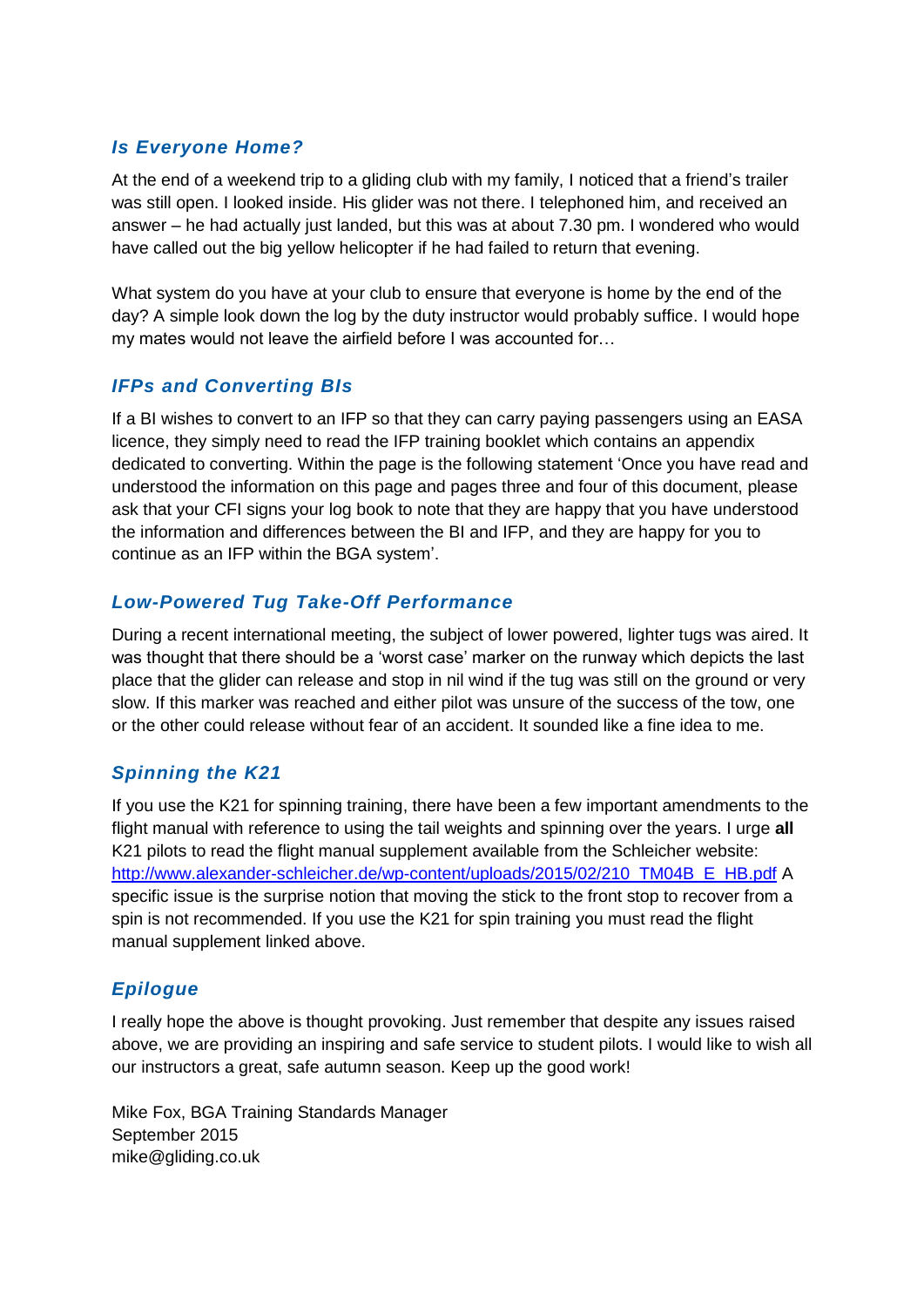### *Is Everyone Home?*

At the end of a weekend trip to a gliding club with my family, I noticed that a friend's trailer was still open. I looked inside. His glider was not there. I telephoned him, and received an answer – he had actually just landed, but this was at about 7.30 pm. I wondered who would have called out the big yellow helicopter if he had failed to return that evening.

What system do you have at your club to ensure that everyone is home by the end of the day? A simple look down the log by the duty instructor would probably suffice. I would hope my mates would not leave the airfield before I was accounted for…

### *IFPs and Converting BIs*

If a BI wishes to convert to an IFP so that they can carry paying passengers using an EASA licence, they simply need to read the IFP training booklet which contains an appendix dedicated to converting. Within the page is the following statement 'Once you have read and understood the information on this page and pages three and four of this document, please ask that your CFI signs your log book to note that they are happy that you have understood the information and differences between the BI and IFP, and they are happy for you to continue as an IFP within the BGA system'.

### *Low-Powered Tug Take-Off Performance*

During a recent international meeting, the subject of lower powered, lighter tugs was aired. It was thought that there should be a 'worst case' marker on the runway which depicts the last place that the glider can release and stop in nil wind if the tug was still on the ground or very slow. If this marker was reached and either pilot was unsure of the success of the tow, one or the other could release without fear of an accident. It sounded like a fine idea to me.

### *Spinning the K21*

If you use the K21 for spinning training, there have been a few important amendments to the flight manual with reference to using the tail weights and spinning over the years. I urge **all** K21 pilots to read the flight manual supplement available from the Schleicher website: [http://www.alexander-schleicher.de/wp-content/uploads/2015/02/210_TM04B_E_HB.pdf](http://www.alexander-schleicher.de/wp-content/uploads/2015/02/210_TM04B_E_HB.pdf) A specific issue is the surprise notion that moving the stick to the front stop to recover from a spin is not recommended. If you use the K21 for spin training you must read the flight manual supplement linked above.

### *Epilogue*

I really hope the above is thought provoking. Just remember that despite any issues raised above, we are providing an inspiring and safe service to student pilots. I would like to wish all our instructors a great, safe autumn season. Keep up the good work!

Mike Fox, BGA Training Standards Manager
September 2015
mike@gliding.co.uk